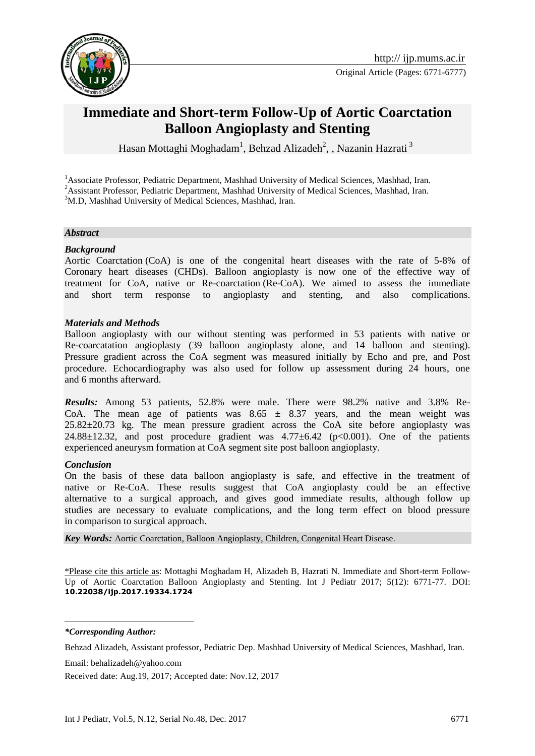Original Article (Pages: 6771-6777)

# Immediate and Short-term Follow-Up of Aortic Coarctation Balloon Angioplasty and Stenting

Hasan Mottaghi Moghadam[1], Behzad Alizadeh[2], , Nazanin Hazrati [3]

[1]Associate Professor, Pediatric Department, Mashhad University of Medical Sciences, Mashhad, Iran.
[2]Assistant Professor, Pediatric Department, Mashhad University of Medical Sciences, Mashhad, Iran.
[3]M.D, Mashhad University of Medical Sciences, Mashhad, Iran.

### *Abstract*

#### *Background*

Aortic Coarctation (CoA) is one of the congenital heart diseases with the rate of 5-8% of Coronary heart diseases (CHDs). Balloon angioplasty is now one of the effective way of treatment for CoA, native or Re-coarctation (Re-CoA). We aimed to assess the immediate and short term response to angioplasty and stenting, and also complications.

#### *Materials and Methods*

Balloon angioplasty with our without stenting was performed in 53 patients with native or Re-coarcatation angioplasty (39 balloon angioplasty alone, and 14 balloon and stenting). Pressure gradient across the CoA segment was measured initially by Echo and pre, and Post procedure. Echocardiography was also used for follow up assessment during 24 hours, one and 6 months afterward.

***Results:*** Among 53 patients, 52.8% were male. There were 98.2% native and 3.8% Re-CoA. The mean age of patients was $8.65 \pm 8.37$ years, and the mean weight was $25.82 \pm 20.73$ kg. The mean pressure gradient across the CoA site before angioplasty was $24.88 \pm 12.32$, and post procedure gradient was $4.77 \pm 6.42$ ($p<0.001$). One of the patients experienced aneurysm formation at CoA segment site post balloon angioplasty.

#### *Conclusion*

On the basis of these data balloon angioplasty is safe, and effective in the treatment of native or Re-CoA. These results suggest that CoA angioplasty could be an effective alternative to a surgical approach, and gives good immediate results, although follow up studies are necessary to evaluate complications, and the long term effect on blood pressure in comparison to surgical approach.

***Key Words:*** Aortic Coarctation, Balloon Angioplasty, Children, Congenital Heart Disease.

*Please cite this article as: Mottaghi Moghadam H, Alizadeh B, Hazrati N. Immediate and Short-term Follow-Up of Aortic Coarctation Balloon Angioplasty and Stenting. Int J Pediatr 2017; 5(12): 6771-77. DOI: **10.22038/ijp.2017.19334.1724**

***Corresponding Author:***

Behzad Alizadeh, Assistant professor, Pediatric Dep. Mashhad University of Medical Sciences, Mashhad, Iran.

Email: behalizadeh@yahoo.com

Received date: Aug.19, 2017; Accepted date: Nov.12, 2017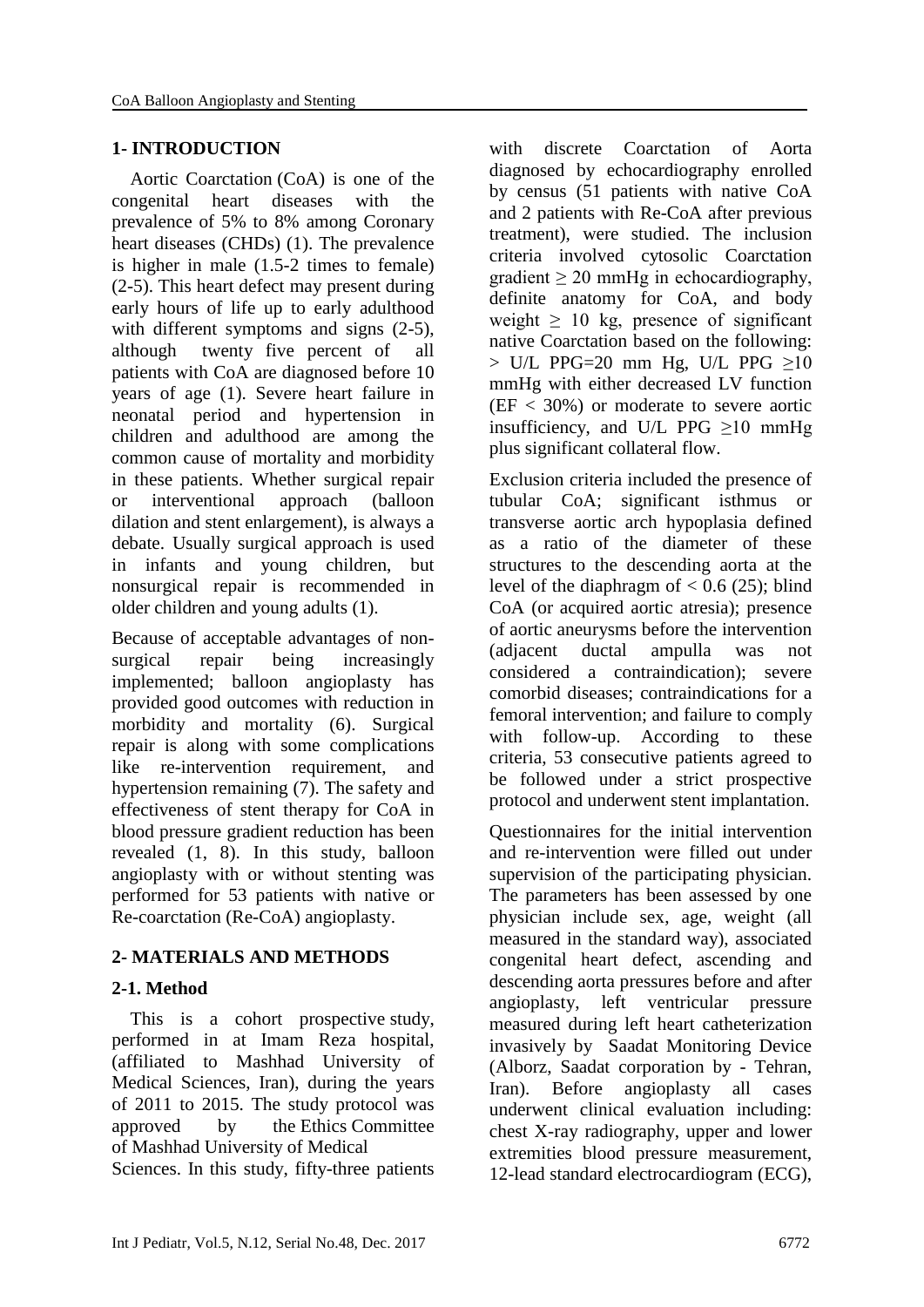## 1- INTRODUCTION

Aortic Coarctation (CoA) is one of the congenital heart diseases with the prevalence of 5% to 8% among Coronary heart diseases (CHDs) (1). The prevalence is higher in male (1.5-2 times to female) (2-5). This heart defect may present during early hours of life up to early adulthood with different symptoms and signs (2-5), although twenty five percent of all patients with CoA are diagnosed before 10 years of age (1). Severe heart failure in neonatal period and hypertension in children and adulthood are among the common cause of mortality and morbidity in these patients. Whether surgical repair or interventional approach (balloon dilation and stent enlargement), is always a debate. Usually surgical approach is used in infants and young children, but nonsurgical repair is recommended in older children and young adults (1).

Because of acceptable advantages of non-surgical repair being increasingly implemented; balloon angioplasty has provided good outcomes with reduction in morbidity and mortality (6). Surgical repair is along with some complications like re-intervention requirement, and hypertension remaining (7). The safety and effectiveness of stent therapy for CoA in blood pressure gradient reduction has been revealed (1, 8). In this study, balloon angioplasty with or without stenting was performed for 53 patients with native or Re-coarctation (Re-CoA) angioplasty.

## 2- MATERIALS AND METHODS

### 2-1. Method

This is a cohort prospective study, performed in at Imam Reza hospital, (affiliated to Mashhad University of Medical Sciences, Iran), during the years of 2011 to 2015. The study protocol was approved by the Ethics Committee of Mashhad University of Medical Sciences. In this study, fifty-three patients with discrete Coarctation of Aorta diagnosed by echocardiography enrolled by census (51 patients with native CoA and 2 patients with Re-CoA after previous treatment), were studied. The inclusion criteria involved cytosolic Coarctation gradient ≥ 20 mmHg in echocardiography, definite anatomy for CoA, and body weight ≥ 10 kg, presence of significant native Coarctation based on the following: > U/L PPG=20 mm Hg, U/L PPG ≥10 mmHg with either decreased LV function (EF < 30%) or moderate to severe aortic insufficiency, and U/L PPG ≥10 mmHg plus significant collateral flow.

Exclusion criteria included the presence of tubular CoA; significant isthmus or transverse aortic arch hypoplasia defined as a ratio of the diameter of these structures to the descending aorta at the level of the diaphragm of < 0.6 (25); blind CoA (or acquired aortic atresia); presence of aortic aneurysms before the intervention (adjacent ductal ampulla was not considered a contraindication); severe comorbid diseases; contraindications for a femoral intervention; and failure to comply with follow-up. According to these criteria, 53 consecutive patients agreed to be followed under a strict prospective protocol and underwent stent implantation.

Questionnaires for the initial intervention and re-intervention were filled out under supervision of the participating physician. The parameters has been assessed by one physician include sex, age, weight (all measured in the standard way), associated congenital heart defect, ascending and descending aorta pressures before and after angioplasty, left ventricular pressure measured during left heart catheterization invasively by Saadat Monitoring Device (Alborz, Saadat corporation by - Tehran, Iran). Before angioplasty all cases underwent clinical evaluation including: chest X-ray radiography, upper and lower extremities blood pressure measurement, 12-lead standard electrocardiogram (ECG),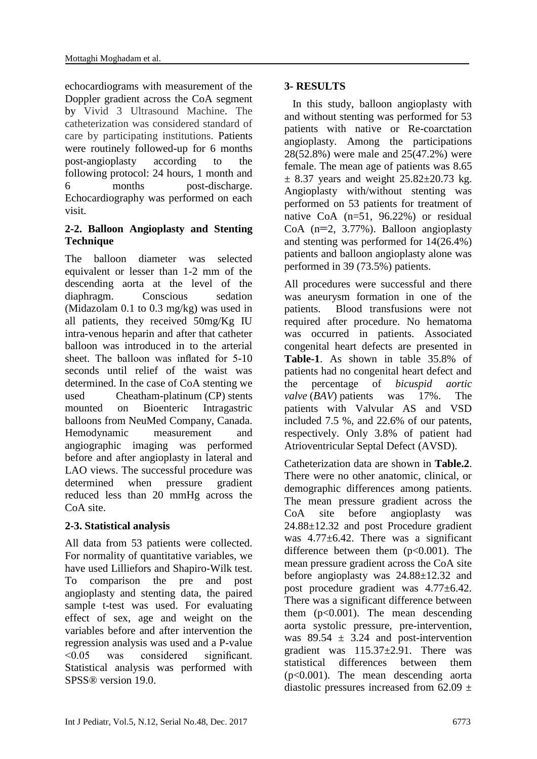echocardiograms with measurement of the Doppler gradient across the CoA segment by Vivid 3 Ultrasound Machine. The catheterization was considered standard of care by participating institutions. Patients were routinely followed-up for 6 months post-angioplasty according to the following protocol: 24 hours, 1 month and 6 months post-discharge. Echocardiography was performed on each visit.

### 2-2. Balloon Angioplasty and Stenting Technique

The balloon diameter was selected equivalent or lesser than 1-2 mm of the descending aorta at the level of the diaphragm. Conscious sedation (Midazolam 0.1 to 0.3 mg/kg) was used in all patients, they received 50mg/Kg IU intra-venous heparin and after that catheter balloon was introduced in to the arterial sheet. The balloon was inflated for 5-10 seconds until relief of the waist was determined. In the case of CoA stenting we used Cheatham-platinum (CP) stents mounted on Bioenteric Intragastric balloons from NeuMed Company, Canada. Hemodynamic measurement and angiographic imaging was performed before and after angioplasty in lateral and LAO views. The successful procedure was determined when pressure gradient reduced less than 20 mmHg across the CoA site.

### 2-3. Statistical analysis

All data from 53 patients were collected. For normality of quantitative variables, we have used Lilliefors and Shapiro-Wilk test. To comparison the pre and post angioplasty and stenting data, the paired sample t-test was used. For evaluating effect of sex, age and weight on the variables before and after intervention the regression analysis was used and a P-value <0.05 was considered significant. Statistical analysis was performed with SPSS® version 19.0.

## 3- RESULTS

In this study, balloon angioplasty with and without stenting was performed for 53 patients with native or Re-coarctation angioplasty. Among the participations 28(52.8%) were male and 25(47.2%) were female. The mean age of patients was 8.65 ± 8.37 years and weight 25.82±20.73 kg. Angioplasty with/without stenting was performed on 53 patients for treatment of native CoA (n=51, 96.22%) or residual CoA (n=2, 3.77%). Balloon angioplasty and stenting was performed for 14(26.4%) patients and balloon angioplasty alone was performed in 39 (73.5%) patients.

All procedures were successful and there was aneurysm formation in one of the patients. Blood transfusions were not required after procedure. No hematoma was occurred in patients. Associated congenital heart defects are presented in **Table-1**. As shown in table 35.8% of patients had no congenital heart defect and the percentage of *bicuspid aortic valve* (*BAV*) patients was 17%. The patients with Valvular AS and VSD included 7.5 %, and 22.6% of our patents, respectively. Only 3.8% of patient had Atrioventricular Septal Defect (AVSD).

Catheterization data are shown in **Table.2**. There were no other anatomic, clinical, or demographic differences among patients. The mean pressure gradient across the CoA site before angioplasty was 24.88±12.32 and post Procedure gradient was 4.77±6.42. There was a significant difference between them (p<0.001). The mean pressure gradient across the CoA site before angioplasty was 24.88±12.32 and post procedure gradient was 4.77±6.42. There was a significant difference between them (p<0.001). The mean descending aorta systolic pressure, pre-intervention, was 89.54 ± 3.24 and post-intervention gradient was 115.37±2.91. There was statistical differences between them (p<0.001). The mean descending aorta diastolic pressures increased from 62.09 ±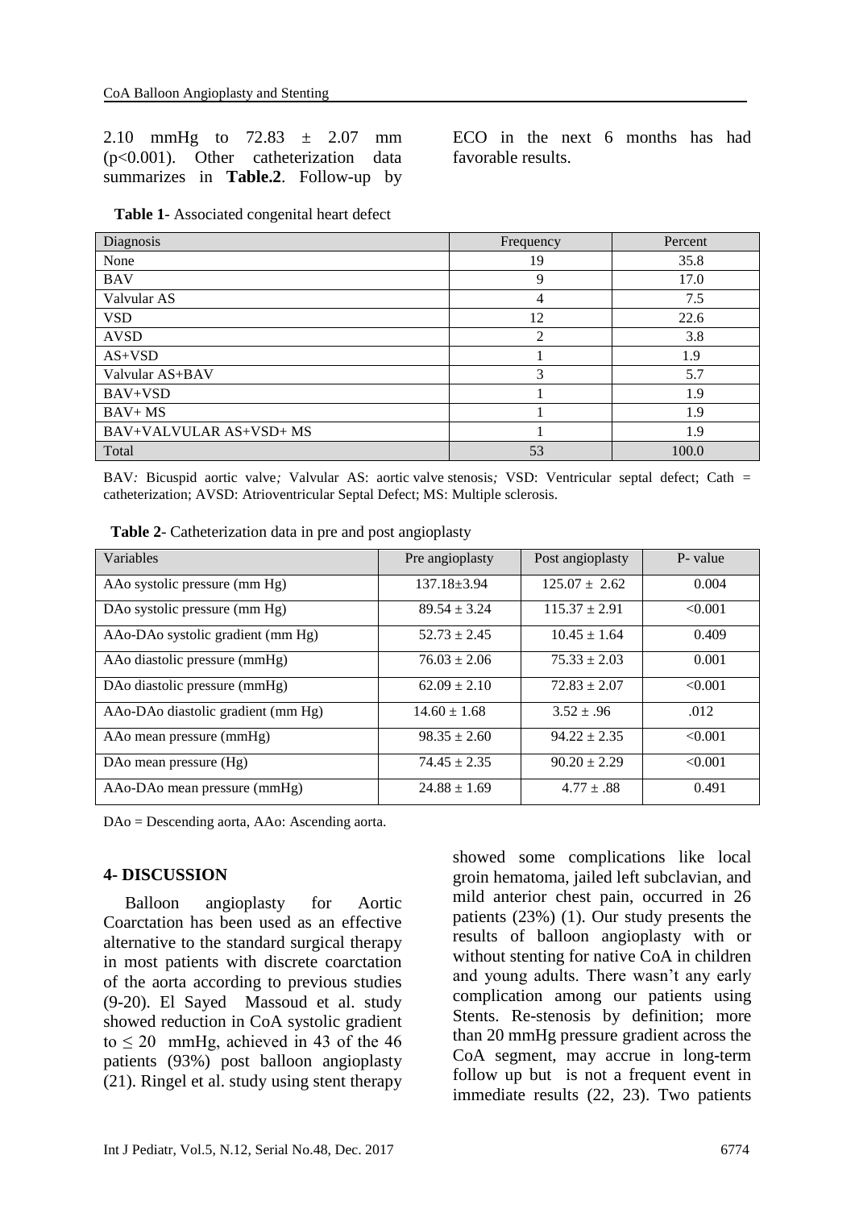2.10 mmHg to 72.83 ± 2.07 mm ($p<0.001$). Other catheterization data summarizes in **Table.2**. Follow-up by ECO in the next 6 months has had favorable results.

**Table 1**- Associated congenital heart defect

| Diagnosis | Frequency | Percent |
|---|---|---|
| None | 19 | 35.8 |
| BAV | 9 | 17.0 |
| Valvular AS | 4 | 7.5 |
| VSD | 12 | 22.6 |
| AVSD | 2 | 3.8 |
| AS+VSD | 1 | 1.9 |
| Valvular AS+BAV | 3 | 5.7 |
| BAV+VSD | 1 | 1.9 |
| BAV+ MS | 1 | 1.9 |
| BAV+VALVULAR AS+VSD+ MS | 1 | 1.9 |
| Total | 53 | 100.0 |

BAV*:* Bicuspid aortic valve*;* Valvular AS: aortic valve stenosis*;* VSD: Ventricular septal defect; Cath = catheterization; AVSD: Atrioventricular Septal Defect; MS: Multiple sclerosis.

**Table 2**- Catheterization data in pre and post angioplasty

| Variables | Pre angioplasty | Post angioplasty | P- value |
|---|---|---|---|
| AAo systolic pressure (mm Hg) | 137.18±3.94 | 125.07 ± 2.62 | 0.004 |
| DAo systolic pressure (mm Hg) | 89.54 ± 3.24 | 115.37 ± 2.91 | <0.001 |
| AAo-DAo systolic gradient (mm Hg) | 52.73 ± 2.45 | 10.45 ± 1.64 | 0.409 |
| AAo diastolic pressure (mmHg) | 76.03 ± 2.06 | 75.33 ± 2.03 | 0.001 |
| DAo diastolic pressure (mmHg) | 62.09 ± 2.10 | 72.83 ± 2.07 | <0.001 |
| AAo-DAo diastolic gradient (mm Hg) | 14.60 ± 1.68 | 3.52 ± .96 | .012 |
| AAo mean pressure (mmHg) | 98.35 ± 2.60 | 94.22 ± 2.35 | <0.001 |
| DAo mean pressure (Hg) | 74.45 ± 2.35 | 90.20 ± 2.29 | <0.001 |
| AAo-DAo mean pressure (mmHg) | 24.88 ± 1.69 | 4.77 ± .88 | 0.491 |

DAo = Descending aorta, AAo: Ascending aorta.

## 4- DISCUSSION

Balloon angioplasty for Aortic Coarctation has been used as an effective alternative to the standard surgical therapy in most patients with discrete coarctation of the aorta according to previous studies (9-20). El Sayed Massoud et al. study showed reduction in CoA systolic gradient to ≤ 20 mmHg, achieved in 43 of the 46 patients (93%) post balloon angioplasty (21). Ringel et al. study using stent therapy showed some complications like local groin hematoma, jailed left subclavian, and mild anterior chest pain, occurred in 26 patients (23%) (1). Our study presents the results of balloon angioplasty with or without stenting for native CoA in children and young adults. There wasn't any early complication among our patients using Stents. Re-stenosis by definition; more than 20 mmHg pressure gradient across the CoA segment, may accrue in long-term follow up but is not a frequent event in immediate results (22, 23). Two patients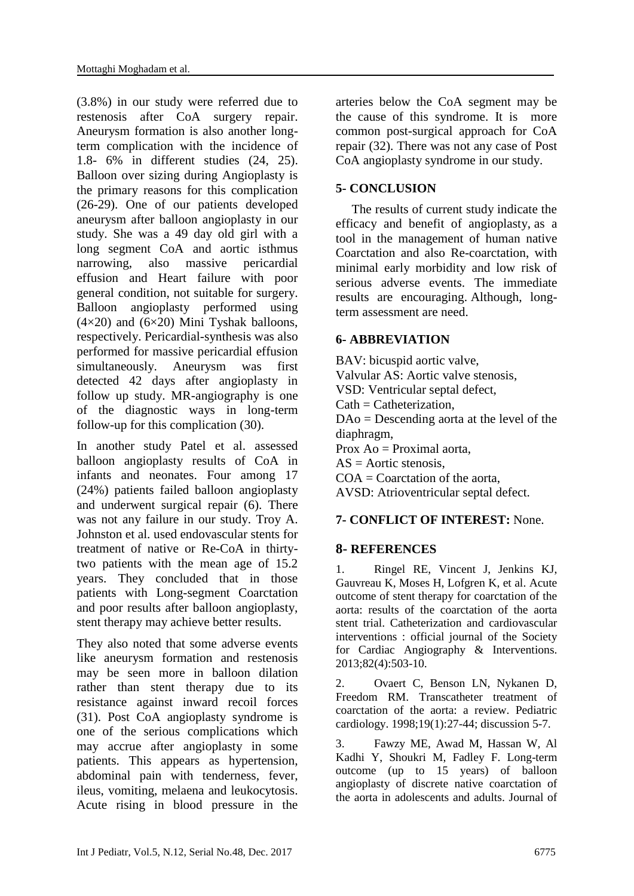(3.8%) in our study were referred due to restenosis after CoA surgery repair. Aneurysm formation is also another long-term complication with the incidence of 1.8- 6% in different studies (24, 25). Balloon over sizing during Angioplasty is the primary reasons for this complication (26-29). One of our patients developed aneurysm after balloon angioplasty in our study. She was a 49 day old girl with a long segment CoA and aortic isthmus narrowing, also massive pericardial effusion and Heart failure with poor general condition, not suitable for surgery. Balloon angioplasty performed using (4×20) and (6×20) Mini Tyshak balloons, respectively. Pericardial-synthesis was also performed for massive pericardial effusion simultaneously. Aneurysm was first detected 42 days after angioplasty in follow up study. MR-angiography is one of the diagnostic ways in long-term follow-up for this complication (30).

In another study Patel et al. assessed balloon angioplasty results of CoA in infants and neonates. Four among 17 (24%) patients failed balloon angioplasty and underwent surgical repair (6). There was not any failure in our study. Troy A. Johnston et al. used endovascular stents for treatment of native or Re-CoA in thirty-two patients with the mean age of 15.2 years. They concluded that in those patients with Long-segment Coarctation and poor results after balloon angioplasty, stent therapy may achieve better results.

They also noted that some adverse events like aneurysm formation and restenosis may be seen more in balloon dilation rather than stent therapy due to its resistance against inward recoil forces (31). Post CoA angioplasty syndrome is one of the serious complications which may accrue after angioplasty in some patients. This appears as hypertension, abdominal pain with tenderness, fever, ileus, vomiting, melaena and leukocytosis. Acute rising in blood pressure in the arteries below the CoA segment may be the cause of this syndrome. It is more common post-surgical approach for CoA repair (32). There was not any case of Post CoA angioplasty syndrome in our study.

## 5- CONCLUSION

The results of current study indicate the efficacy and benefit of angioplasty, as a tool in the management of human native Coarctation and also Re-coarctation, with minimal early morbidity and low risk of serious adverse events. The immediate results are encouraging. Although, long-term assessment are need.

## 6- ABBREVIATION

BAV: bicuspid aortic valve,  
Valvular AS: Aortic valve stenosis,  
VSD: Ventricular septal defect,  
Cath = Catheterization,  
DAo = Descending aorta at the level of the diaphragm,  
Prox Ao = Proximal aorta,  
AS = Aortic stenosis,  
COA = Coarctation of the aorta,  
AVSD: Atrioventricular septal defect.

## 7- CONFLICT OF INTEREST: None.

## 8- REFERENCES

1. Ringel RE, Vincent J, Jenkins KJ, Gauvreau K, Moses H, Lofgren K, et al. Acute outcome of stent therapy for coarctation of the aorta: results of the coarctation of the aorta stent trial. Catheterization and cardiovascular interventions : official journal of the Society for Cardiac Angiography & Interventions. 2013;82(4):503-10.

2. Ovaert C, Benson LN, Nykanen D, Freedom RM. Transcatheter treatment of coarctation of the aorta: a review. Pediatric cardiology. 1998;19(1):27-44; discussion 5-7.

3. Fawzy ME, Awad M, Hassan W, Al Kadhi Y, Shoukri M, Fadley F. Long-term outcome (up to 15 years) of balloon angioplasty of discrete native coarctation of the aorta in adolescents and adults. Journal of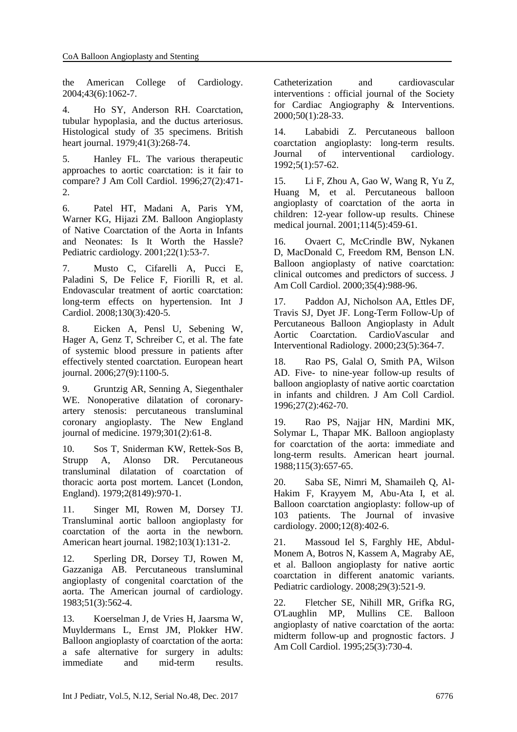the American College of Cardiology. 2004;43(6):1062-7.

4. Ho SY, Anderson RH. Coarctation, tubular hypoplasia, and the ductus arteriosus. Histological study of 35 specimens. British heart journal. 1979;41(3):268-74.

5. Hanley FL. The various therapeutic approaches to aortic coarctation: is it fair to compare? J Am Coll Cardiol. 1996;27(2):471-2.

6. Patel HT, Madani A, Paris YM, Warner KG, Hijazi ZM. Balloon Angioplasty of Native Coarctation of the Aorta in Infants and Neonates: Is It Worth the Hassle? Pediatric cardiology. 2001;22(1):53-7.

7. Musto C, Cifarelli A, Pucci E, Paladini S, De Felice F, Fiorilli R, et al. Endovascular treatment of aortic coarctation: long-term effects on hypertension. Int J Cardiol. 2008;130(3):420-5.

8. Eicken A, Pensl U, Sebening W, Hager A, Genz T, Schreiber C, et al. The fate of systemic blood pressure in patients after effectively stented coarctation. European heart journal. 2006;27(9):1100-5.

9. Gruntzig AR, Senning A, Siegenthaler WE. Nonoperative dilatation of coronary-artery stenosis: percutaneous transluminal coronary angioplasty. The New England journal of medicine. 1979;301(2):61-8.

10. Sos T, Sniderman KW, Rettek-Sos B, Strupp A, Alonso DR. Percutaneous transluminal dilatation of coarctation of thoracic aorta post mortem. Lancet (London, England). 1979;2(8149):970-1.

11. Singer MI, Rowen M, Dorsey TJ. Transluminal aortic balloon angioplasty for coarctation of the aorta in the newborn. American heart journal. 1982;103(1):131-2.

12. Sperling DR, Dorsey TJ, Rowen M, Gazzaniga AB. Percutaneous transluminal angioplasty of congenital coarctation of the aorta. The American journal of cardiology. 1983;51(3):562-4.

13. Koerselman J, de Vries H, Jaarsma W, Muyldermans L, Ernst JM, Plokker HW. Balloon angioplasty of coarctation of the aorta: a safe alternative for surgery in adults: immediate and mid-term results. Catheterization and cardiovascular interventions : official journal of the Society for Cardiac Angiography & Interventions. 2000;50(1):28-33.

14. Lababidi Z. Percutaneous balloon coarctation angioplasty: long-term results. Journal of interventional cardiology. 1992;5(1):57-62.

15. Li F, Zhou A, Gao W, Wang R, Yu Z, Huang M, et al. Percutaneous balloon angioplasty of coarctation of the aorta in children: 12-year follow-up results. Chinese medical journal. 2001;114(5):459-61.

16. Ovaert C, McCrindle BW, Nykanen D, MacDonald C, Freedom RM, Benson LN. Balloon angioplasty of native coarctation: clinical outcomes and predictors of success. J Am Coll Cardiol. 2000;35(4):988-96.

17. Paddon AJ, Nicholson AA, Ettles DF, Travis SJ, Dyet JF. Long-Term Follow-Up of Percutaneous Balloon Angioplasty in Adult Aortic Coarctation. CardioVascular and Interventional Radiology. 2000;23(5):364-7.

18. Rao PS, Galal O, Smith PA, Wilson AD. Five- to nine-year follow-up results of balloon angioplasty of native aortic coarctation in infants and children. J Am Coll Cardiol. 1996;27(2):462-70.

19. Rao PS, Najjar HN, Mardini MK, Solymar L, Thapar MK. Balloon angioplasty for coarctation of the aorta: immediate and long-term results. American heart journal. 1988;115(3):657-65.

20. Saba SE, Nimri M, Shamaileh Q, Al-Hakim F, Krayyem M, Abu-Ata I, et al. Balloon coarctation angioplasty: follow-up of 103 patients. The Journal of invasive cardiology. 2000;12(8):402-6.

21. Massoud Iel S, Farghly HE, Abdul-Monem A, Botros N, Kassem A, Magraby AE, et al. Balloon angioplasty for native aortic coarctation in different anatomic variants. Pediatric cardiology. 2008;29(3):521-9.

22. Fletcher SE, Nihill MR, Grifka RG, O'Laughlin MP, Mullins CE. Balloon angioplasty of native coarctation of the aorta: midterm follow-up and prognostic factors. J Am Coll Cardiol. 1995;25(3):730-4.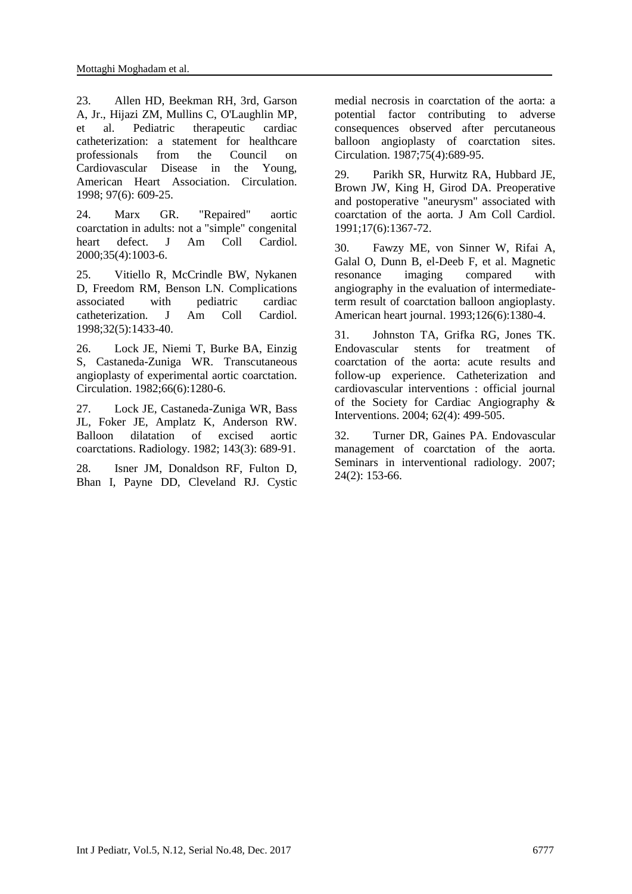23. Allen HD, Beekman RH, 3rd, Garson A, Jr., Hijazi ZM, Mullins C, O'Laughlin MP, et al. Pediatric therapeutic cardiac catheterization: a statement for healthcare professionals from the Council on Cardiovascular Disease in the Young, American Heart Association. Circulation. 1998; 97(6): 609-25.

24. Marx GR. "Repaired" aortic coarctation in adults: not a "simple" congenital heart defect. J Am Coll Cardiol. 2000;35(4):1003-6.

25. Vitiello R, McCrindle BW, Nykanen D, Freedom RM, Benson LN. Complications associated with pediatric cardiac catheterization. J Am Coll Cardiol. 1998;32(5):1433-40.

26. Lock JE, Niemi T, Burke BA, Einzig S, Castaneda-Zuniga WR. Transcutaneous angioplasty of experimental aortic coarctation. Circulation. 1982;66(6):1280-6.

27. Lock JE, Castaneda-Zuniga WR, Bass JL, Foker JE, Amplatz K, Anderson RW. Balloon dilatation of excised aortic coarctations. Radiology. 1982; 143(3): 689-91.

28. Isner JM, Donaldson RF, Fulton D, Bhan I, Payne DD, Cleveland RJ. Cystic medial necrosis in coarctation of the aorta: a potential factor contributing to adverse consequences observed after percutaneous balloon angioplasty of coarctation sites. Circulation. 1987;75(4):689-95.

29. Parikh SR, Hurwitz RA, Hubbard JE, Brown JW, King H, Girod DA. Preoperative and postoperative "aneurysm" associated with coarctation of the aorta. J Am Coll Cardiol. 1991;17(6):1367-72.

30. Fawzy ME, von Sinner W, Rifai A, Galal O, Dunn B, el-Deeb F, et al. Magnetic resonance imaging compared with angiography in the evaluation of intermediate-term result of coarctation balloon angioplasty. American heart journal. 1993;126(6):1380-4.

31. Johnston TA, Grifka RG, Jones TK. Endovascular stents for treatment of coarctation of the aorta: acute results and follow-up experience. Catheterization and cardiovascular interventions : official journal of the Society for Cardiac Angiography & Interventions. 2004; 62(4): 499-505.

32. Turner DR, Gaines PA. Endovascular management of coarctation of the aorta. Seminars in interventional radiology. 2007; 24(2): 153-66.